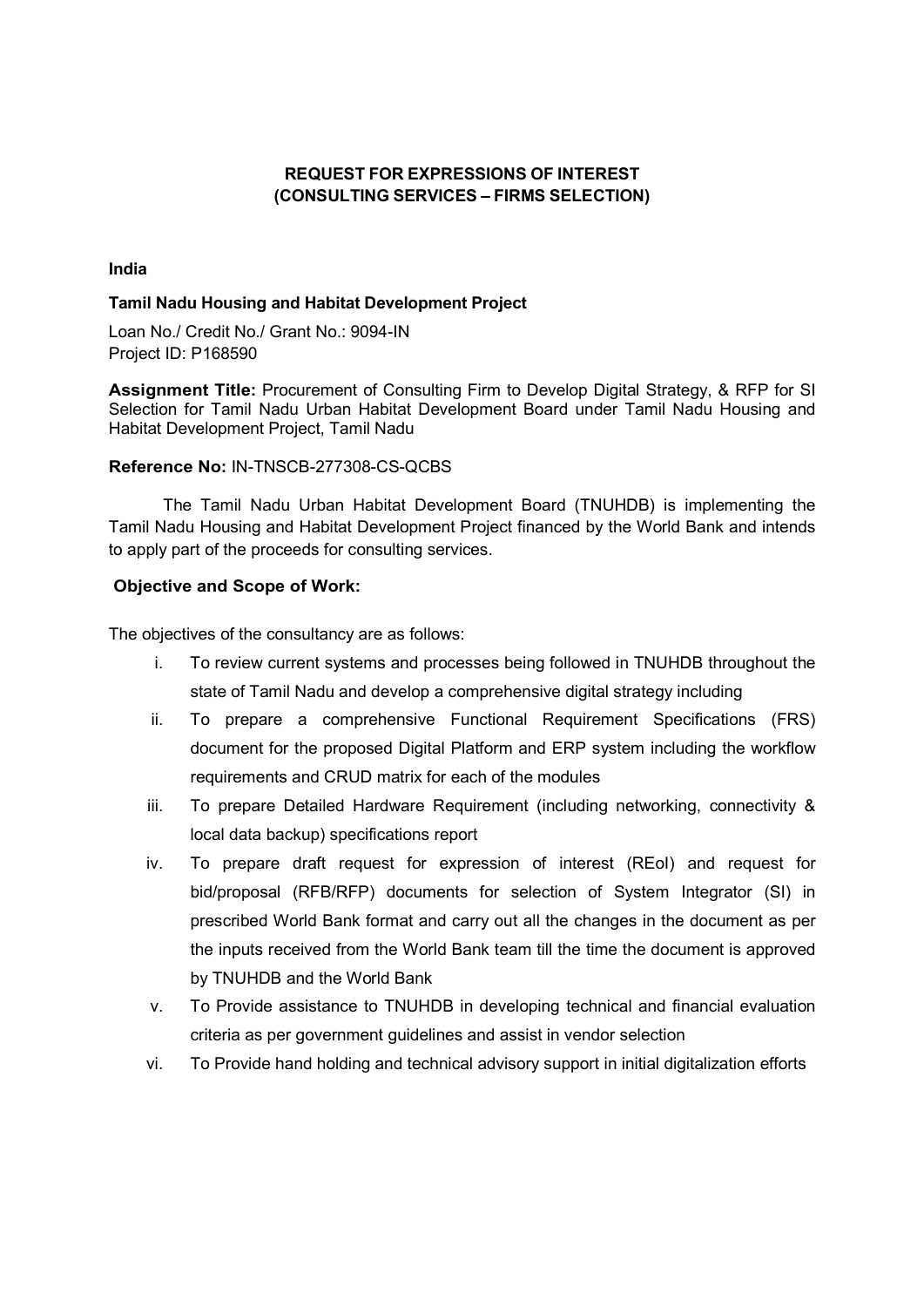**REQUEST FOR EXPRESSIONS OF INTEREST**
**(CONSULTING SERVICES – FIRMS SELECTION)**

**India**

**Tamil Nadu Housing and Habitat Development Project**

Loan No./ Credit No./ Grant No.: 9094-IN
Project ID: P168590

**Assignment Title:** Procurement of Consulting Firm to Develop Digital Strategy, & RFP for SI Selection for Tamil Nadu Urban Habitat Development Board under Tamil Nadu Housing and Habitat Development Project, Tamil Nadu

**Reference No:** IN-TNSCB-277308-CS-QCBS

The Tamil Nadu Urban Habitat Development Board (TNUHDB) is implementing the Tamil Nadu Housing and Habitat Development Project financed by the World Bank and intends to apply part of the proceeds for consulting services.

**Objective and Scope of Work:**

The objectives of the consultancy are as follows:

i. To review current systems and processes being followed in TNUHDB throughout the state of Tamil Nadu and develop a comprehensive digital strategy including

ii. To prepare a comprehensive Functional Requirement Specifications (FRS) document for the proposed Digital Platform and ERP system including the workflow requirements and CRUD matrix for each of the modules

iii. To prepare Detailed Hardware Requirement (including networking, connectivity & local data backup) specifications report

iv. To prepare draft request for expression of interest (REoI) and request for bid/proposal (RFB/RFP) documents for selection of System Integrator (SI) in prescribed World Bank format and carry out all the changes in the document as per the inputs received from the World Bank team till the time the document is approved by TNUHDB and the World Bank

v. To Provide assistance to TNUHDB in developing technical and financial evaluation criteria as per government guidelines and assist in vendor selection

vi. To Provide hand holding and technical advisory support in initial digitalization efforts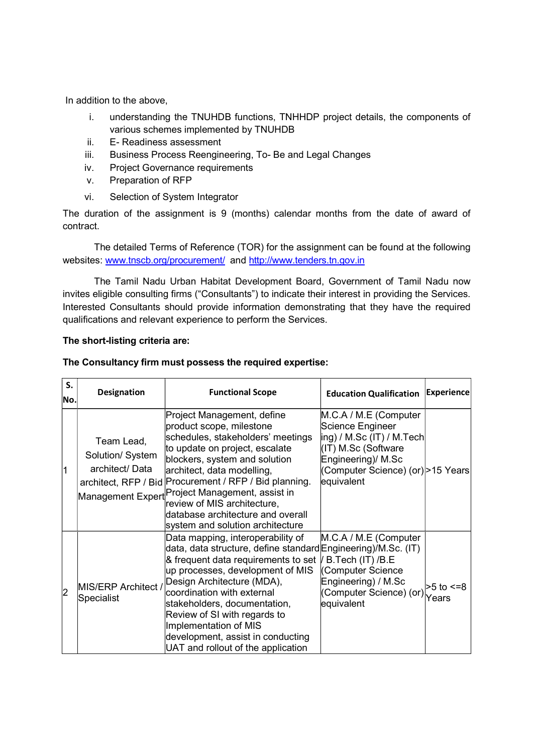In addition to the above,

i. understanding the TNUHDB functions, TNHHDP project details, the components of various schemes implemented by TNUHDB
ii. E- Readiness assessment
iii. Business Process Reengineering, To- Be and Legal Changes
iv. Project Governance requirements
v. Preparation of RFP
vi. Selection of System Integrator

The duration of the assignment is 9 (months) calendar months from the date of award of contract.

The detailed Terms of Reference (TOR) for the assignment can be found at the following websites: www.tnscb.org/procurement/ and http://www.tenders.tn.gov.in

The Tamil Nadu Urban Habitat Development Board, Government of Tamil Nadu now invites eligible consulting firms ("Consultants") to indicate their interest in providing the Services. Interested Consultants should provide information demonstrating that they have the required qualifications and relevant experience to perform the Services.

**The short-listing criteria are:**

**The Consultancy firm must possess the required expertise:**

| S. No. | Designation | Functional Scope | Education Qualification | Experience |
|---|---|---|---|---|
| 1 | Team Lead, Solution/ System architect/ Data architect, RFP / Bid Management Expert | Project Management, define product scope, milestone schedules, stakeholders' meetings to update on project, escalate blockers, system and solution architect, data modelling, Procurement / RFP / Bid planning. Project Management, assist in review of MIS architecture, database architecture and overall system and solution architecture | M.C.A / M.E (Computer Science Engineering) / M.Sc (IT) / M.Tech (IT) M.Sc (Software Engineering)/ M.Sc (Computer Science) (or) equivalent | >15 Years |
| 2 | MIS/ERP Architect / Specialist | Data mapping, interoperability of data, data structure, define standard & frequent data requirements to set up processes, development of MIS Design Architecture (MDA), coordination with external stakeholders, documentation, Review of SI with regards to Implementation of MIS development, assist in conducting UAT and rollout of the application | M.C.A / M.E (Computer Engineering)/M.Sc. (IT) / B.Tech (IT) /B.E (Computer Science Engineering) / M.Sc (Computer Science) (or) equivalent | >5 to <=8 Years |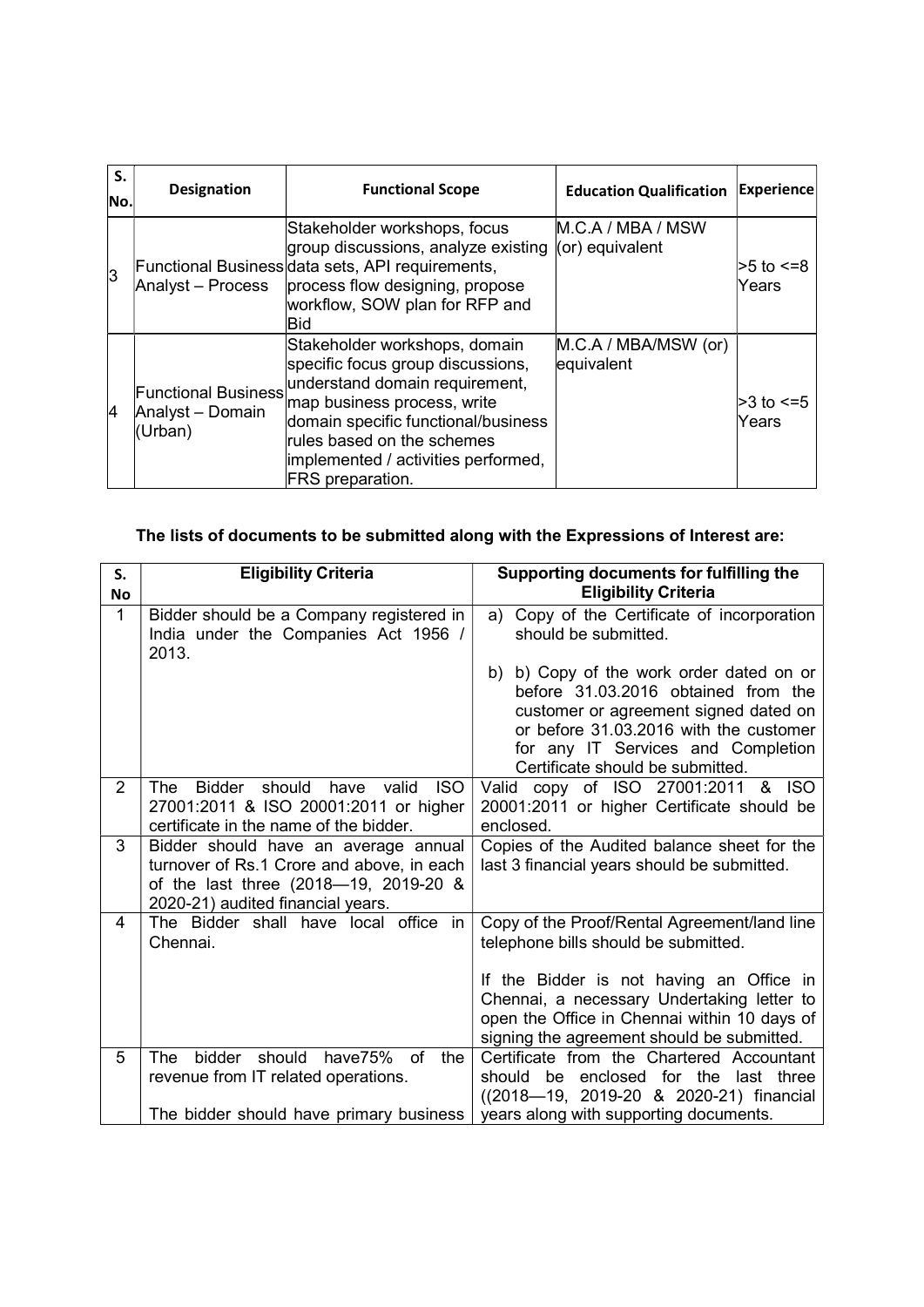| S. No. | Designation | Functional Scope | Education Qualification | Experience |
|---|---|---|---|---|
| 3 | Functional Business Analyst – Process | Stakeholder workshops, focus group discussions, analyze existing data sets, API requirements, process flow designing, propose workflow, SOW plan for RFP and Bid | M.C.A / MBA / MSW (or) equivalent | >5 to <=8 Years |
| 4 | Functional Business Analyst – Domain (Urban) | Stakeholder workshops, domain specific focus group discussions, understand domain requirement, map business process, write domain specific functional/business rules based on the schemes implemented / activities performed, FRS preparation. | M.C.A / MBA/MSW (or) equivalent | >3 to <=5 Years |

**The lists of documents to be submitted along with the Expressions of Interest are:**

| S. No | Eligibility Criteria | Supporting documents for fulfilling the Eligibility Criteria |
|---|---|---|
| 1 | Bidder should be a Company registered in India under the Companies Act 1956 / 2013. | a) Copy of the Certificate of incorporation should be submitted.<br><br>b) b) Copy of the work order dated on or before 31.03.2016 obtained from the customer or agreement signed dated on or before 31.03.2016 with the customer for any IT Services and Completion Certificate should be submitted. |
| 2 | The Bidder should have valid ISO 27001:2011 & ISO 20001:2011 or higher certificate in the name of the bidder. | Valid copy of ISO 27001:2011 & ISO 20001:2011 or higher Certificate should be enclosed. |
| 3 | Bidder should have an average annual turnover of Rs.1 Crore and above, in each of the last three (2018—19, 2019-20 & 2020-21) audited financial years. | Copies of the Audited balance sheet for the last 3 financial years should be submitted. |
| 4 | The Bidder shall have local office in Chennai. | Copy of the Proof/Rental Agreement/land line telephone bills should be submitted.<br><br>If the Bidder is not having an Office in Chennai, a necessary Undertaking letter to open the Office in Chennai within 10 days of signing the agreement should be submitted. |
| 5 | The bidder should have75% of the revenue from IT related operations.<br><br>The bidder should have primary business | Certificate from the Chartered Accountant should be enclosed for the last three ((2018—19, 2019-20 & 2020-21) financial years along with supporting documents. |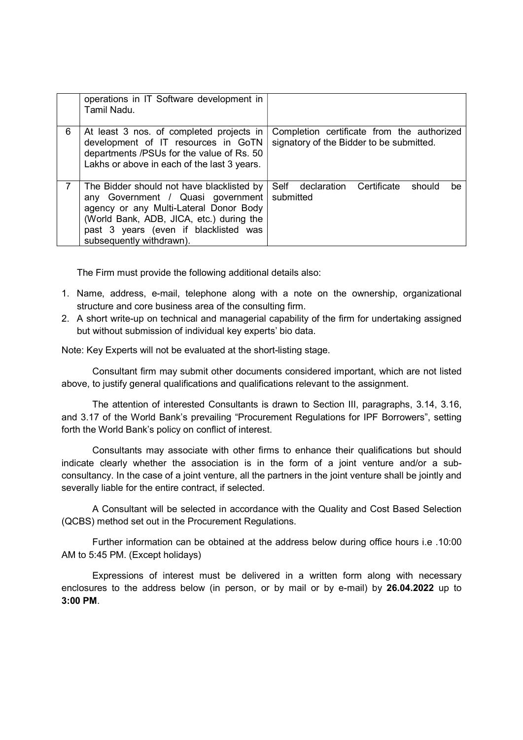| | | |
|---|---|---|
| | operations in IT Software development in Tamil Nadu. | |
| 6 | At least 3 nos. of completed projects in development of IT resources in GoTN departments /PSUs for the value of Rs. 50 Lakhs or above in each of the last 3 years. | Completion certificate from the authorized signatory of the Bidder to be submitted. |
| 7 | The Bidder should not have blacklisted by any Government / Quasi government agency or any Multi-Lateral Donor Body (World Bank, ADB, JICA, etc.) during the past 3 years (even if blacklisted was subsequently withdrawn). | Self declaration Certificate should be submitted |

The Firm must provide the following additional details also:

1. Name, address, e-mail, telephone along with a note on the ownership, organizational structure and core business area of the consulting firm.
2. A short write-up on technical and managerial capability of the firm for undertaking assigned but without submission of individual key experts' bio data.

Note: Key Experts will not be evaluated at the short-listing stage.

Consultant firm may submit other documents considered important, which are not listed above, to justify general qualifications and qualifications relevant to the assignment.

The attention of interested Consultants is drawn to Section III, paragraphs, 3.14, 3.16, and 3.17 of the World Bank's prevailing "Procurement Regulations for IPF Borrowers", setting forth the World Bank's policy on conflict of interest.

Consultants may associate with other firms to enhance their qualifications but should indicate clearly whether the association is in the form of a joint venture and/or a sub-consultancy. In the case of a joint venture, all the partners in the joint venture shall be jointly and severally liable for the entire contract, if selected.

A Consultant will be selected in accordance with the Quality and Cost Based Selection (QCBS) method set out in the Procurement Regulations.

Further information can be obtained at the address below during office hours i.e .10:00 AM to 5:45 PM. (Except holidays)

Expressions of interest must be delivered in a written form along with necessary enclosures to the address below (in person, or by mail or by e-mail) by **26.04.2022** up to **3:00 PM**.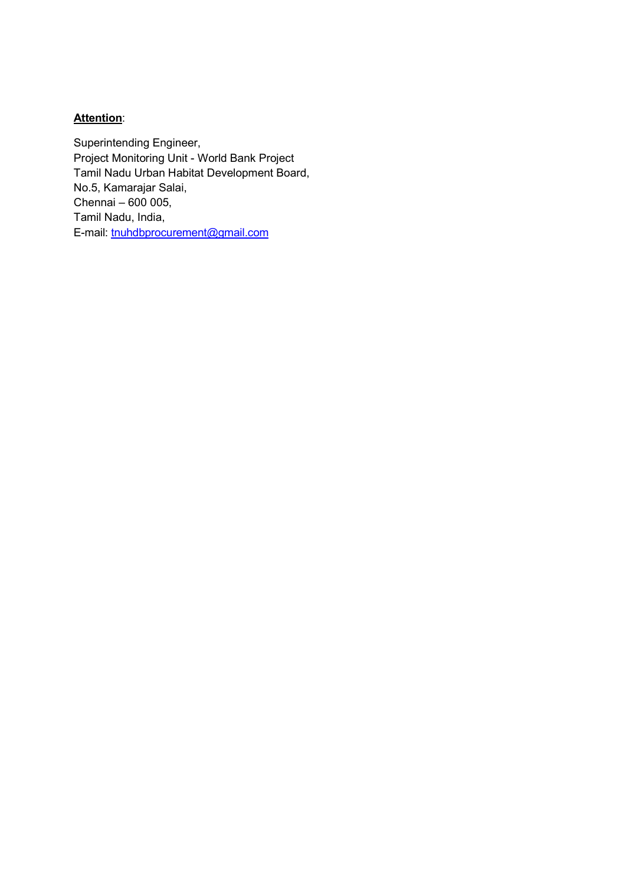**Attention**:

Superintending Engineer,
Project Monitoring Unit - World Bank Project
Tamil Nadu Urban Habitat Development Board,
No.5, Kamarajar Salai,
Chennai – 600 005,
Tamil Nadu, India,
E-mail: tnuhdbprocurement@gmail.com